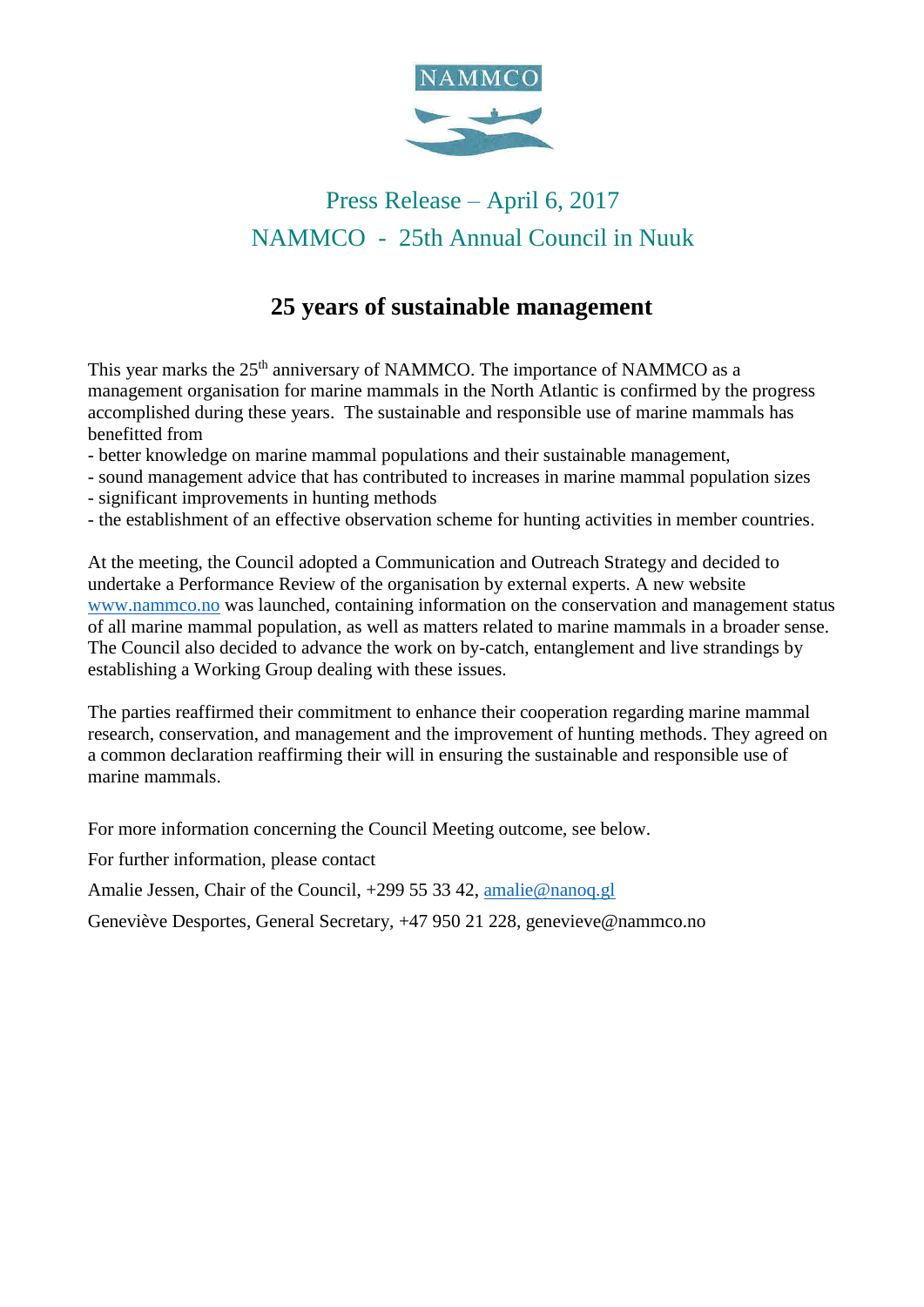NAMMCO

Press Release – April 6, 2017

NAMMCO - 25th Annual Council in Nuuk

# 25 years of sustainable management

This year marks the 25th anniversary of NAMMCO. The importance of NAMMCO as a management organisation for marine mammals in the North Atlantic is confirmed by the progress accomplished during these years. The sustainable and responsible use of marine mammals has benefitted from

- better knowledge on marine mammal populations and their sustainable management,
- sound management advice that has contributed to increases in marine mammal population sizes
- significant improvements in hunting methods
- the establishment of an effective observation scheme for hunting activities in member countries.

At the meeting, the Council adopted a Communication and Outreach Strategy and decided to undertake a Performance Review of the organisation by external experts. A new website www.nammco.no was launched, containing information on the conservation and management status of all marine mammal population, as well as matters related to marine mammals in a broader sense. The Council also decided to advance the work on by-catch, entanglement and live strandings by establishing a Working Group dealing with these issues.

The parties reaffirmed their commitment to enhance their cooperation regarding marine mammal research, conservation, and management and the improvement of hunting methods. They agreed on a common declaration reaffirming their will in ensuring the sustainable and responsible use of marine mammals.

For more information concerning the Council Meeting outcome, see below.

For further information, please contact

Amalie Jessen, Chair of the Council, +299 55 33 42, amalie@nanoq.gl

Geneviève Desportes, General Secretary, +47 950 21 228, genevieve@nammco.no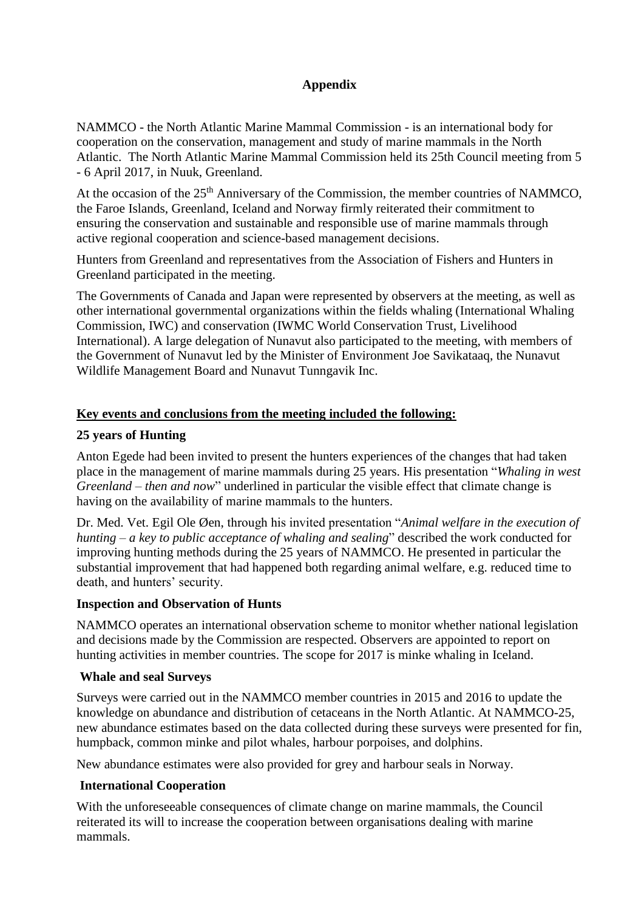## Appendix

NAMMCO - the North Atlantic Marine Mammal Commission - is an international body for cooperation on the conservation, management and study of marine mammals in the North Atlantic. The North Atlantic Marine Mammal Commission held its 25th Council meeting from 5 - 6 April 2017, in Nuuk, Greenland.

At the occasion of the 25th Anniversary of the Commission, the member countries of NAMMCO, the Faroe Islands, Greenland, Iceland and Norway firmly reiterated their commitment to ensuring the conservation and sustainable and responsible use of marine mammals through active regional cooperation and science-based management decisions.

Hunters from Greenland and representatives from the Association of Fishers and Hunters in Greenland participated in the meeting.

The Governments of Canada and Japan were represented by observers at the meeting, as well as other international governmental organizations within the fields whaling (International Whaling Commission, IWC) and conservation (IWMC World Conservation Trust, Livelihood International). A large delegation of Nunavut also participated to the meeting, with members of the Government of Nunavut led by the Minister of Environment Joe Savikataaq, the Nunavut Wildlife Management Board and Nunavut Tunngavik Inc.

**Key events and conclusions from the meeting included the following:**

### 25 years of Hunting

Anton Egede had been invited to present the hunters experiences of the changes that had taken place in the management of marine mammals during 25 years. His presentation "*Whaling in west Greenland – then and now*" underlined in particular the visible effect that climate change is having on the availability of marine mammals to the hunters.

Dr. Med. Vet. Egil Ole Øen, through his invited presentation "*Animal welfare in the execution of hunting – a key to public acceptance of whaling and sealing*" described the work conducted for improving hunting methods during the 25 years of NAMMCO. He presented in particular the substantial improvement that had happened both regarding animal welfare, e.g. reduced time to death, and hunters' security.

### Inspection and Observation of Hunts

NAMMCO operates an international observation scheme to monitor whether national legislation and decisions made by the Commission are respected. Observers are appointed to report on hunting activities in member countries. The scope for 2017 is minke whaling in Iceland.

### Whale and seal Surveys

Surveys were carried out in the NAMMCO member countries in 2015 and 2016 to update the knowledge on abundance and distribution of cetaceans in the North Atlantic. At NAMMCO-25, new abundance estimates based on the data collected during these surveys were presented for fin, humpback, common minke and pilot whales, harbour porpoises, and dolphins.

New abundance estimates were also provided for grey and harbour seals in Norway.

### International Cooperation

With the unforeseeable consequences of climate change on marine mammals, the Council reiterated its will to increase the cooperation between organisations dealing with marine mammals.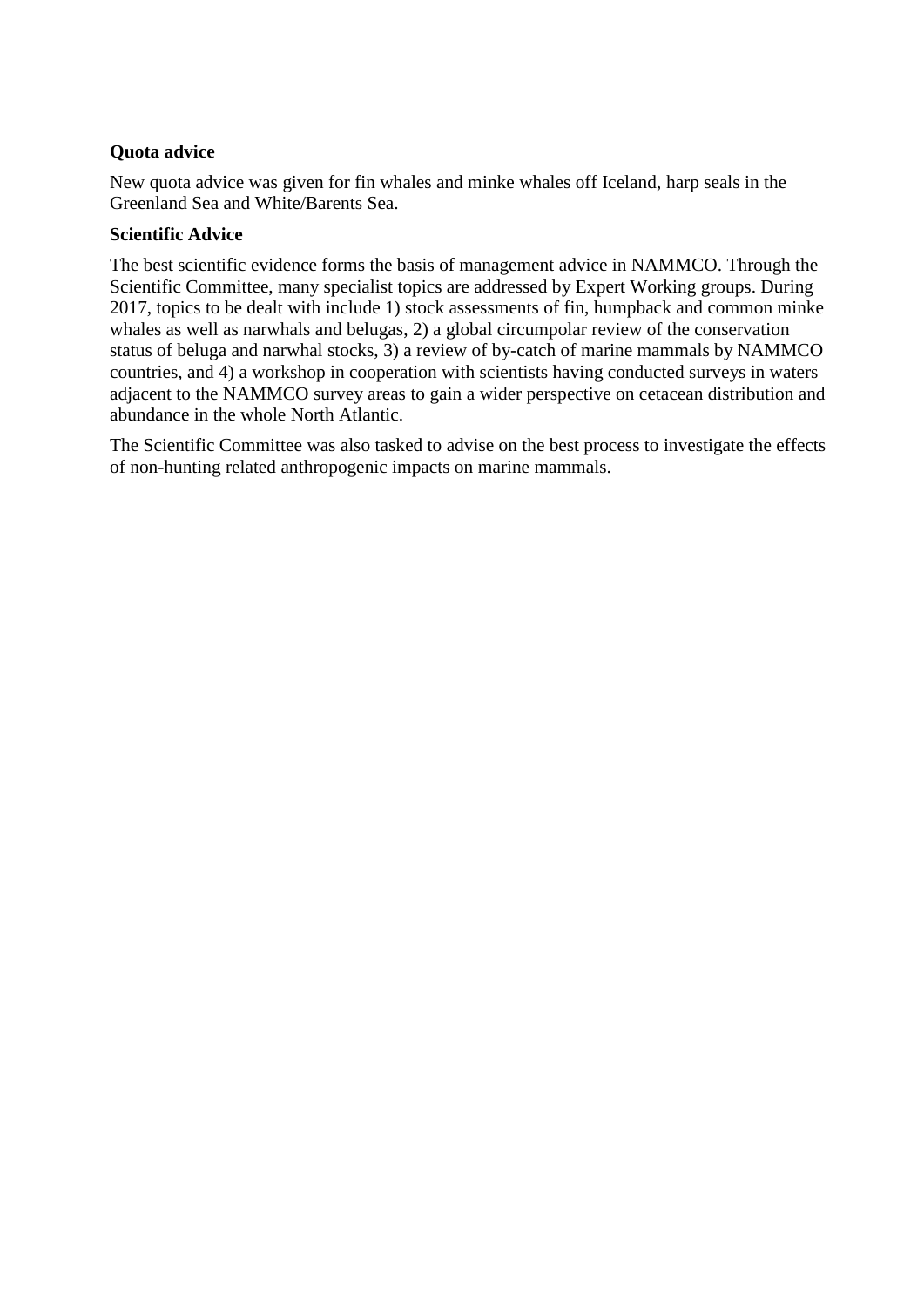**Quota advice**

New quota advice was given for fin whales and minke whales off Iceland, harp seals in the Greenland Sea and White/Barents Sea.

**Scientific Advice**

The best scientific evidence forms the basis of management advice in NAMMCO. Through the Scientific Committee, many specialist topics are addressed by Expert Working groups. During 2017, topics to be dealt with include 1) stock assessments of fin, humpback and common minke whales as well as narwhals and belugas, 2) a global circumpolar review of the conservation status of beluga and narwhal stocks, 3) a review of by-catch of marine mammals by NAMMCO countries, and 4) a workshop in cooperation with scientists having conducted surveys in waters adjacent to the NAMMCO survey areas to gain a wider perspective on cetacean distribution and abundance in the whole North Atlantic.

The Scientific Committee was also tasked to advise on the best process to investigate the effects of non-hunting related anthropogenic impacts on marine mammals.